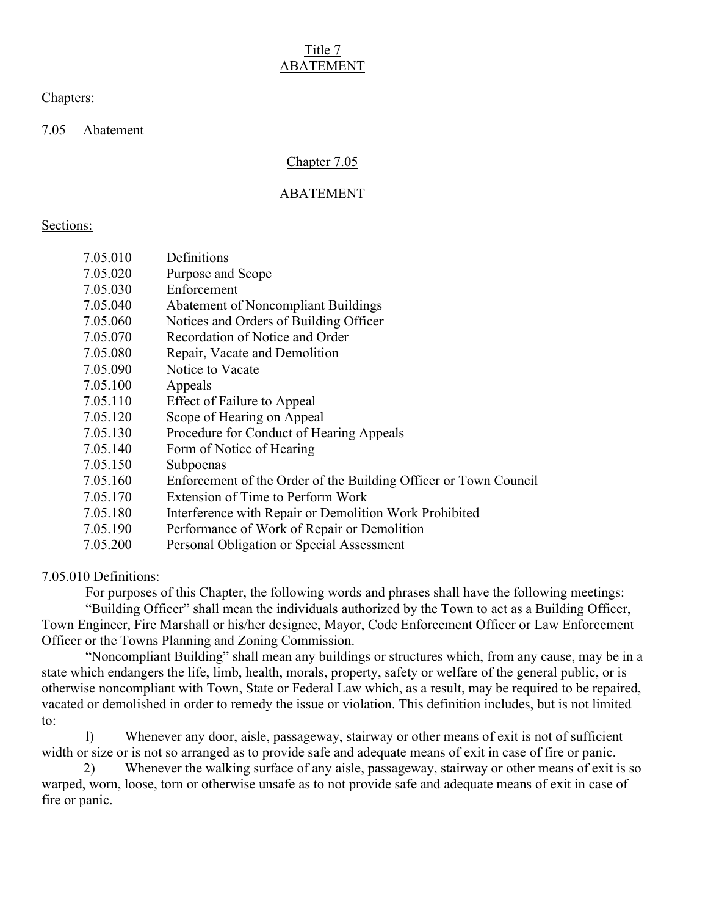# Title 7
# ABATEMENT

Chapters:

7.05 Abatement

## Chapter 7.05

## ABATEMENT

Sections:

| | |
|---|---|
| 7.05.010 | Definitions |
| 7.05.020 | Purpose and Scope |
| 7.05.030 | Enforcement |
| 7.05.040 | Abatement of Noncompliant Buildings |
| 7.05.060 | Notices and Orders of Building Officer |
| 7.05.070 | Recordation of Notice and Order |
| 7.05.080 | Repair, Vacate and Demolition |
| 7.05.090 | Notice to Vacate |
| 7.05.100 | Appeals |
| 7.05.110 | Effect of Failure to Appeal |
| 7.05.120 | Scope of Hearing on Appeal |
| 7.05.130 | Procedure for Conduct of Hearing Appeals |
| 7.05.140 | Form of Notice of Hearing |
| 7.05.150 | Subpoenas |
| 7.05.160 | Enforcement of the Order of the Building Officer or Town Council |
| 7.05.170 | Extension of Time to Perform Work |
| 7.05.180 | Interference with Repair or Demolition Work Prohibited |
| 7.05.190 | Performance of Work of Repair or Demolition |
| 7.05.200 | Personal Obligation or Special Assessment |

### 7.05.010 Definitions:

For purposes of this Chapter, the following words and phrases shall have the following meetings:

"Building Officer" shall mean the individuals authorized by the Town to act as a Building Officer, Town Engineer, Fire Marshall or his/her designee, Mayor, Code Enforcement Officer or Law Enforcement Officer or the Towns Planning and Zoning Commission.

"Noncompliant Building" shall mean any buildings or structures which, from any cause, may be in a state which endangers the life, limb, health, morals, property, safety or welfare of the general public, or is otherwise noncompliant with Town, State or Federal Law which, as a result, may be required to be repaired, vacated or demolished in order to remedy the issue or violation. This definition includes, but is not limited to:

1) Whenever any door, aisle, passageway, stairway or other means of exit is not of sufficient width or size or is not so arranged as to provide safe and adequate means of exit in case of fire or panic.

2) Whenever the walking surface of any aisle, passageway, stairway or other means of exit is so warped, worn, loose, torn or otherwise unsafe as to not provide safe and adequate means of exit in case of fire or panic.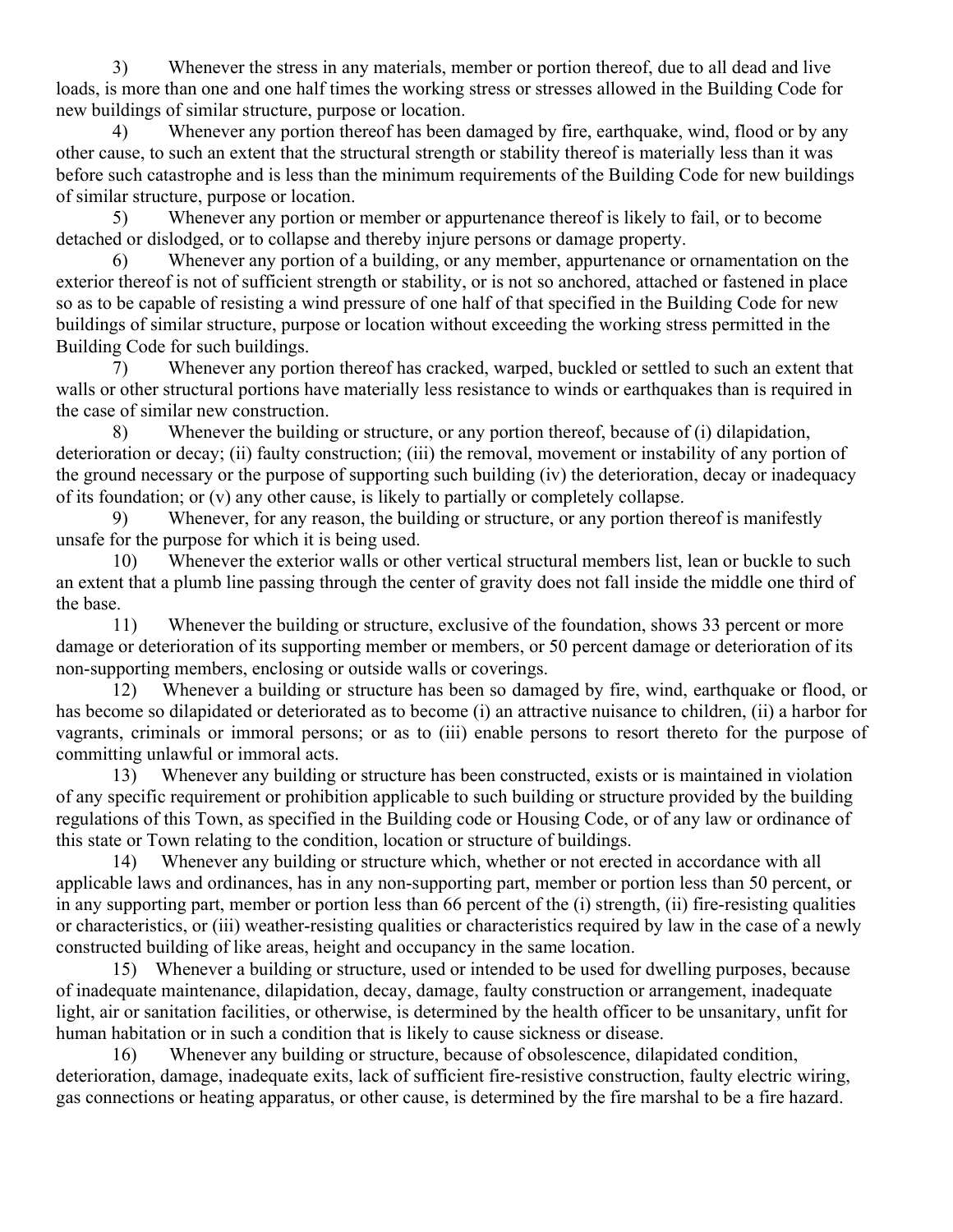3) Whenever the stress in any materials, member or portion thereof, due to all dead and live loads, is more than one and one half times the working stress or stresses allowed in the Building Code for new buildings of similar structure, purpose or location.

4) Whenever any portion thereof has been damaged by fire, earthquake, wind, flood or by any other cause, to such an extent that the structural strength or stability thereof is materially less than it was before such catastrophe and is less than the minimum requirements of the Building Code for new buildings of similar structure, purpose or location.

5) Whenever any portion or member or appurtenance thereof is likely to fail, or to become detached or dislodged, or to collapse and thereby injure persons or damage property.

6) Whenever any portion of a building, or any member, appurtenance or ornamentation on the exterior thereof is not of sufficient strength or stability, or is not so anchored, attached or fastened in place so as to be capable of resisting a wind pressure of one half of that specified in the Building Code for new buildings of similar structure, purpose or location without exceeding the working stress permitted in the Building Code for such buildings.

7) Whenever any portion thereof has cracked, warped, buckled or settled to such an extent that walls or other structural portions have materially less resistance to winds or earthquakes than is required in the case of similar new construction.

8) Whenever the building or structure, or any portion thereof, because of (i) dilapidation, deterioration or decay; (ii) faulty construction; (iii) the removal, movement or instability of any portion of the ground necessary or the purpose of supporting such building (iv) the deterioration, decay or inadequacy of its foundation; or (v) any other cause, is likely to partially or completely collapse.

9) Whenever, for any reason, the building or structure, or any portion thereof is manifestly unsafe for the purpose for which it is being used.

10) Whenever the exterior walls or other vertical structural members list, lean or buckle to such an extent that a plumb line passing through the center of gravity does not fall inside the middle one third of the base.

11) Whenever the building or structure, exclusive of the foundation, shows 33 percent or more damage or deterioration of its supporting member or members, or 50 percent damage or deterioration of its non-supporting members, enclosing or outside walls or coverings.

12) Whenever a building or structure has been so damaged by fire, wind, earthquake or flood, or has become so dilapidated or deteriorated as to become (i) an attractive nuisance to children, (ii) a harbor for vagrants, criminals or immoral persons; or as to (iii) enable persons to resort thereto for the purpose of committing unlawful or immoral acts.

13) Whenever any building or structure has been constructed, exists or is maintained in violation of any specific requirement or prohibition applicable to such building or structure provided by the building regulations of this Town, as specified in the Building code or Housing Code, or of any law or ordinance of this state or Town relating to the condition, location or structure of buildings.

14) Whenever any building or structure which, whether or not erected in accordance with all applicable laws and ordinances, has in any non-supporting part, member or portion less than 50 percent, or in any supporting part, member or portion less than 66 percent of the (i) strength, (ii) fire-resisting qualities or characteristics, or (iii) weather-resisting qualities or characteristics required by law in the case of a newly constructed building of like areas, height and occupancy in the same location.

15) Whenever a building or structure, used or intended to be used for dwelling purposes, because of inadequate maintenance, dilapidation, decay, damage, faulty construction or arrangement, inadequate light, air or sanitation facilities, or otherwise, is determined by the health officer to be unsanitary, unfit for human habitation or in such a condition that is likely to cause sickness or disease.

16) Whenever any building or structure, because of obsolescence, dilapidated condition, deterioration, damage, inadequate exits, lack of sufficient fire-resistive construction, faulty electric wiring, gas connections or heating apparatus, or other cause, is determined by the fire marshal to be a fire hazard.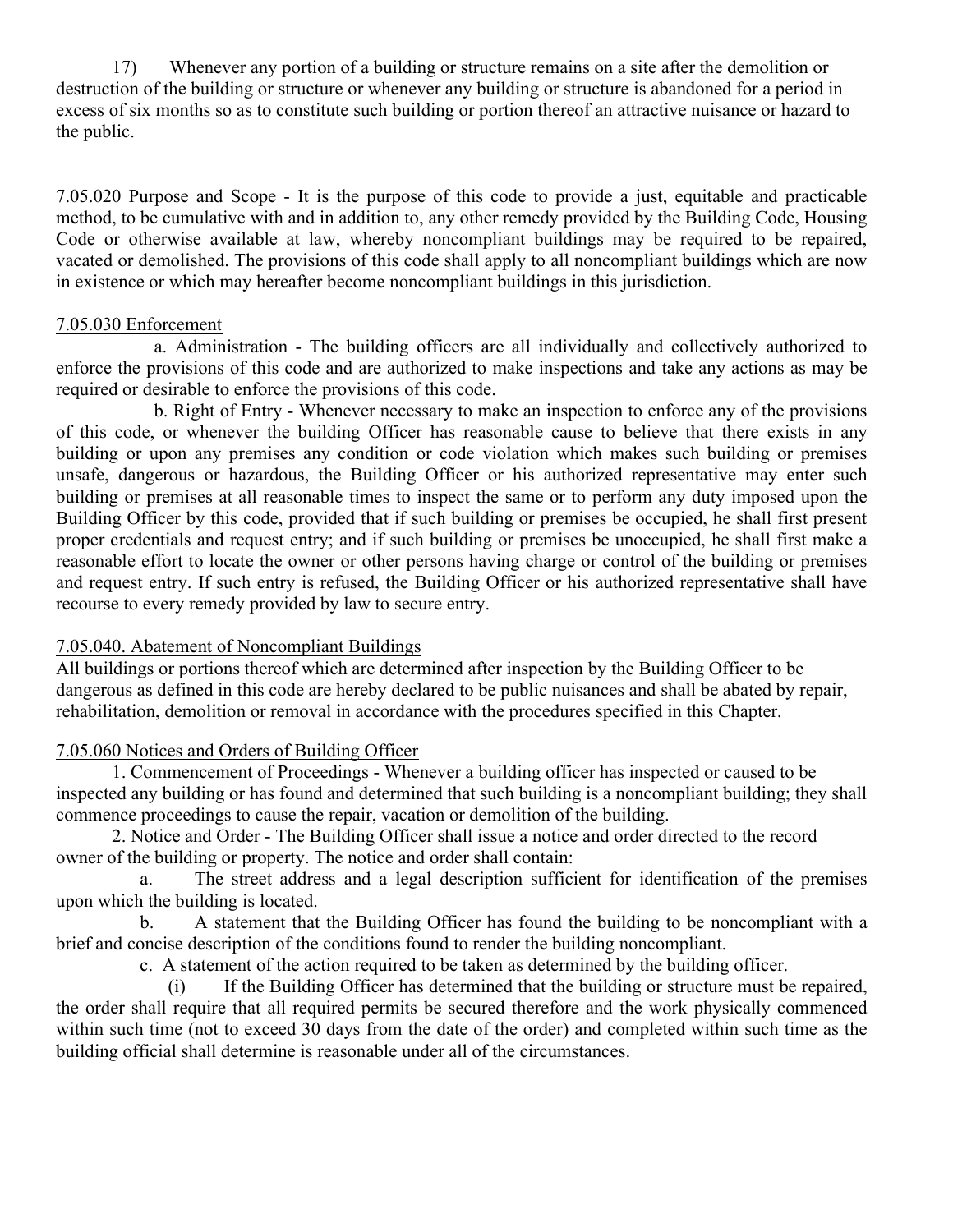17) Whenever any portion of a building or structure remains on a site after the demolition or destruction of the building or structure or whenever any building or structure is abandoned for a period in excess of six months so as to constitute such building or portion thereof an attractive nuisance or hazard to the public.

7.05.020 Purpose and Scope - It is the purpose of this code to provide a just, equitable and practicable method, to be cumulative with and in addition to, any other remedy provided by the Building Code, Housing Code or otherwise available at law, whereby noncompliant buildings may be required to be repaired, vacated or demolished. The provisions of this code shall apply to all noncompliant buildings which are now in existence or which may hereafter become noncompliant buildings in this jurisdiction.

7.05.030 Enforcement

a. Administration - The building officers are all individually and collectively authorized to enforce the provisions of this code and are authorized to make inspections and take any actions as may be required or desirable to enforce the provisions of this code.

b. Right of Entry - Whenever necessary to make an inspection to enforce any of the provisions of this code, or whenever the building Officer has reasonable cause to believe that there exists in any building or upon any premises any condition or code violation which makes such building or premises unsafe, dangerous or hazardous, the Building Officer or his authorized representative may enter such building or premises at all reasonable times to inspect the same or to perform any duty imposed upon the Building Officer by this code, provided that if such building or premises be occupied, he shall first present proper credentials and request entry; and if such building or premises be unoccupied, he shall first make a reasonable effort to locate the owner or other persons having charge or control of the building or premises and request entry. If such entry is refused, the Building Officer or his authorized representative shall have recourse to every remedy provided by law to secure entry.

7.05.040. Abatement of Noncompliant Buildings

All buildings or portions thereof which are determined after inspection by the Building Officer to be dangerous as defined in this code are hereby declared to be public nuisances and shall be abated by repair, rehabilitation, demolition or removal in accordance with the procedures specified in this Chapter.

7.05.060 Notices and Orders of Building Officer

1. Commencement of Proceedings - Whenever a building officer has inspected or caused to be inspected any building or has found and determined that such building is a noncompliant building; they shall commence proceedings to cause the repair, vacation or demolition of the building.

2. Notice and Order - The Building Officer shall issue a notice and order directed to the record owner of the building or property. The notice and order shall contain:

a. The street address and a legal description sufficient for identification of the premises upon which the building is located.

b. A statement that the Building Officer has found the building to be noncompliant with a brief and concise description of the conditions found to render the building noncompliant.

c. A statement of the action required to be taken as determined by the building officer.

(i) If the Building Officer has determined that the building or structure must be repaired, the order shall require that all required permits be secured therefore and the work physically commenced within such time (not to exceed 30 days from the date of the order) and completed within such time as the building official shall determine is reasonable under all of the circumstances.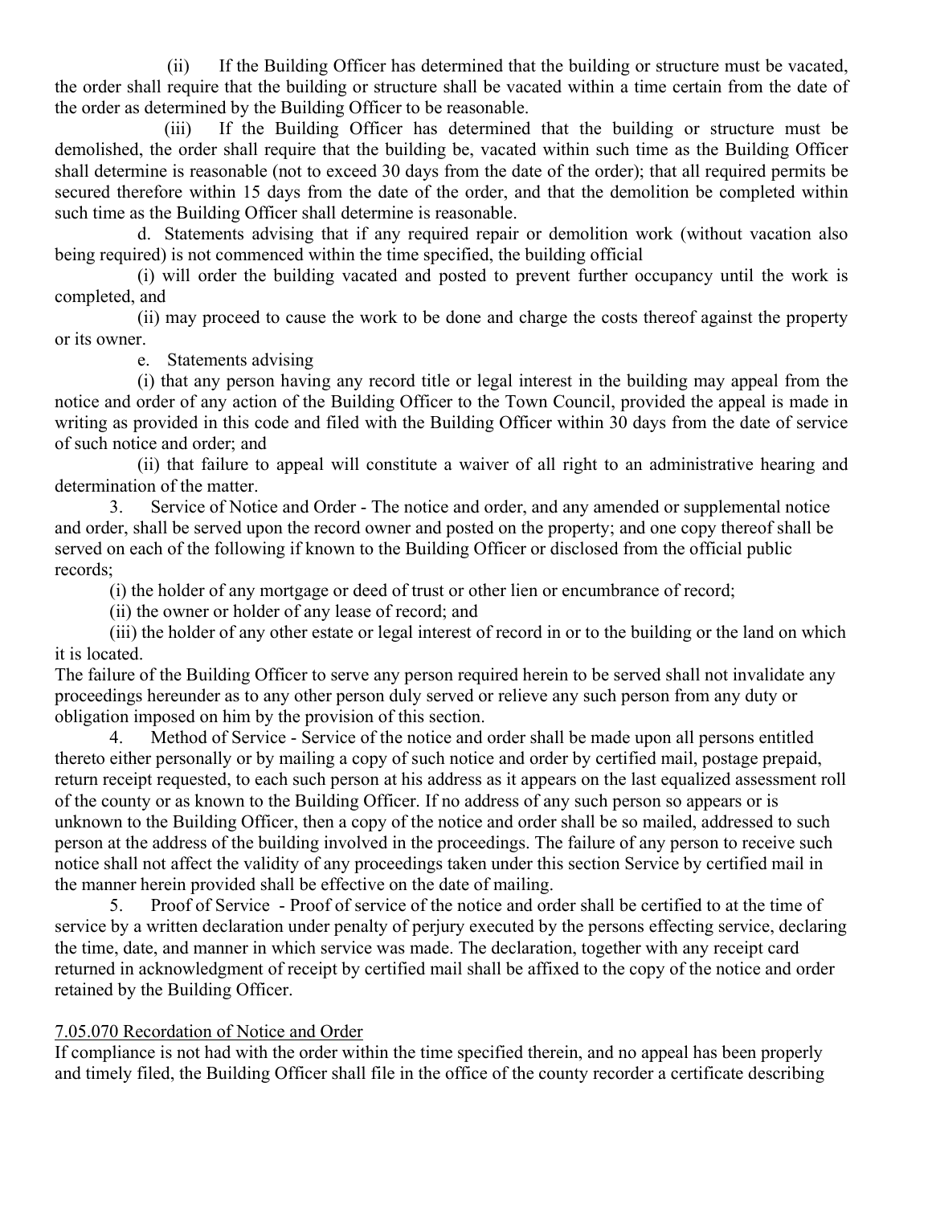(ii) If the Building Officer has determined that the building or structure must be vacated, the order shall require that the building or structure shall be vacated within a time certain from the date of the order as determined by the Building Officer to be reasonable.

(iii) If the Building Officer has determined that the building or structure must be demolished, the order shall require that the building be, vacated within such time as the Building Officer shall determine is reasonable (not to exceed 30 days from the date of the order); that all required permits be secured therefore within 15 days from the date of the order, and that the demolition be completed within such time as the Building Officer shall determine is reasonable.

d. Statements advising that if any required repair or demolition work (without vacation also being required) is not commenced within the time specified, the building official

(i) will order the building vacated and posted to prevent further occupancy until the work is completed, and

(ii) may proceed to cause the work to be done and charge the costs thereof against the property or its owner.

e. Statements advising

(i) that any person having any record title or legal interest in the building may appeal from the notice and order of any action of the Building Officer to the Town Council, provided the appeal is made in writing as provided in this code and filed with the Building Officer within 30 days from the date of service of such notice and order; and

(ii) that failure to appeal will constitute a waiver of all right to an administrative hearing and determination of the matter.

3. Service of Notice and Order - The notice and order, and any amended or supplemental notice and order, shall be served upon the record owner and posted on the property; and one copy thereof shall be served on each of the following if known to the Building Officer or disclosed from the official public records;

(i) the holder of any mortgage or deed of trust or other lien or encumbrance of record;

(ii) the owner or holder of any lease of record; and

(iii) the holder of any other estate or legal interest of record in or to the building or the land on which it is located.

The failure of the Building Officer to serve any person required herein to be served shall not invalidate any proceedings hereunder as to any other person duly served or relieve any such person from any duty or obligation imposed on him by the provision of this section.

4. Method of Service - Service of the notice and order shall be made upon all persons entitled thereto either personally or by mailing a copy of such notice and order by certified mail, postage prepaid, return receipt requested, to each such person at his address as it appears on the last equalized assessment roll of the county or as known to the Building Officer. If no address of any such person so appears or is unknown to the Building Officer, then a copy of the notice and order shall be so mailed, addressed to such person at the address of the building involved in the proceedings. The failure of any person to receive such notice shall not affect the validity of any proceedings taken under this section Service by certified mail in the manner herein provided shall be effective on the date of mailing.

5. Proof of Service - Proof of service of the notice and order shall be certified to at the time of service by a written declaration under penalty of perjury executed by the persons effecting service, declaring the time, date, and manner in which service was made. The declaration, together with any receipt card returned in acknowledgment of receipt by certified mail shall be affixed to the copy of the notice and order retained by the Building Officer.

7.05.070 Recordation of Notice and Order

If compliance is not had with the order within the time specified therein, and no appeal has been properly and timely filed, the Building Officer shall file in the office of the county recorder a certificate describing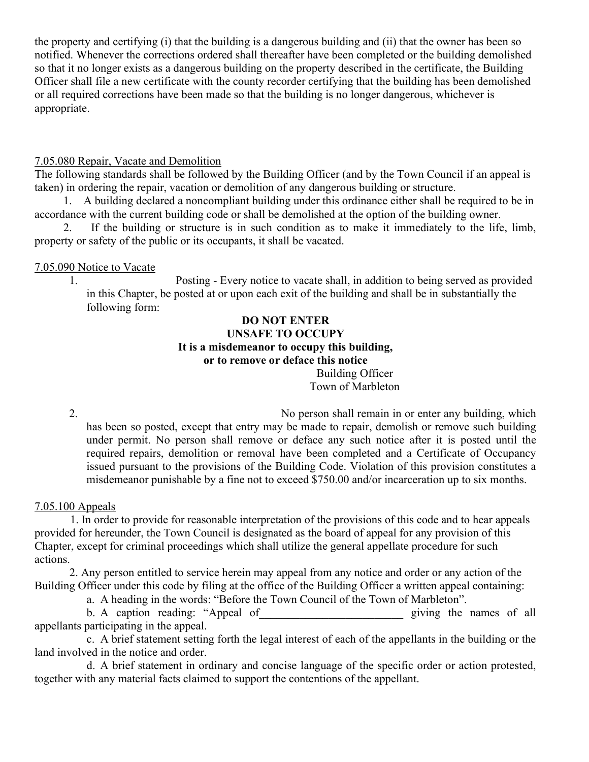the property and certifying (i) that the building is a dangerous building and (ii) that the owner has been so notified. Whenever the corrections ordered shall thereafter have been completed or the building demolished so that it no longer exists as a dangerous building on the property described in the certificate, the Building Officer shall file a new certificate with the county recorder certifying that the building has been demolished or all required corrections have been made so that the building is no longer dangerous, whichever is appropriate.

7.05.080 Repair, Vacate and Demolition

The following standards shall be followed by the Building Officer (and by the Town Council if an appeal is taken) in ordering the repair, vacation or demolition of any dangerous building or structure.

1. A building declared a noncompliant building under this ordinance either shall be required to be in accordance with the current building code or shall be demolished at the option of the building owner.
2. If the building or structure is in such condition as to make it immediately to the life, limb, property or safety of the public or its occupants, it shall be vacated.

7.05.090 Notice to Vacate

1. Posting - Every notice to vacate shall, in addition to being served as provided in this Chapter, be posted at or upon each exit of the building and shall be in substantially the following form:

**DO NOT ENTER**
**UNSAFE TO OCCUPY**
**It is a misdemeanor to occupy this building,**
**or to remove or deface this notice**

Building Officer
Town of Marbleton

2. No person shall remain in or enter any building, which has been so posted, except that entry may be made to repair, demolish or remove such building under permit. No person shall remove or deface any such notice after it is posted until the required repairs, demolition or removal have been completed and a Certificate of Occupancy issued pursuant to the provisions of the Building Code. Violation of this provision constitutes a misdemeanor punishable by a fine not to exceed $750.00 and/or incarceration up to six months.

7.05.100 Appeals

1. In order to provide for reasonable interpretation of the provisions of this code and to hear appeals provided for hereunder, the Town Council is designated as the board of appeal for any provision of this Chapter, except for criminal proceedings which shall utilize the general appellate procedure for such actions.
2. Any person entitled to service herein may appeal from any notice and order or any action of the Building Officer under this code by filing at the office of the Building Officer a written appeal containing:
   a. A heading in the words: "Before the Town Council of the Town of Marbleton".
   b. A caption reading: "Appeal of_________________________ giving the names of all appellants participating in the appeal.
   c. A brief statement setting forth the legal interest of each of the appellants in the building or the land involved in the notice and order.
   d. A brief statement in ordinary and concise language of the specific order or action protested, together with any material facts claimed to support the contentions of the appellant.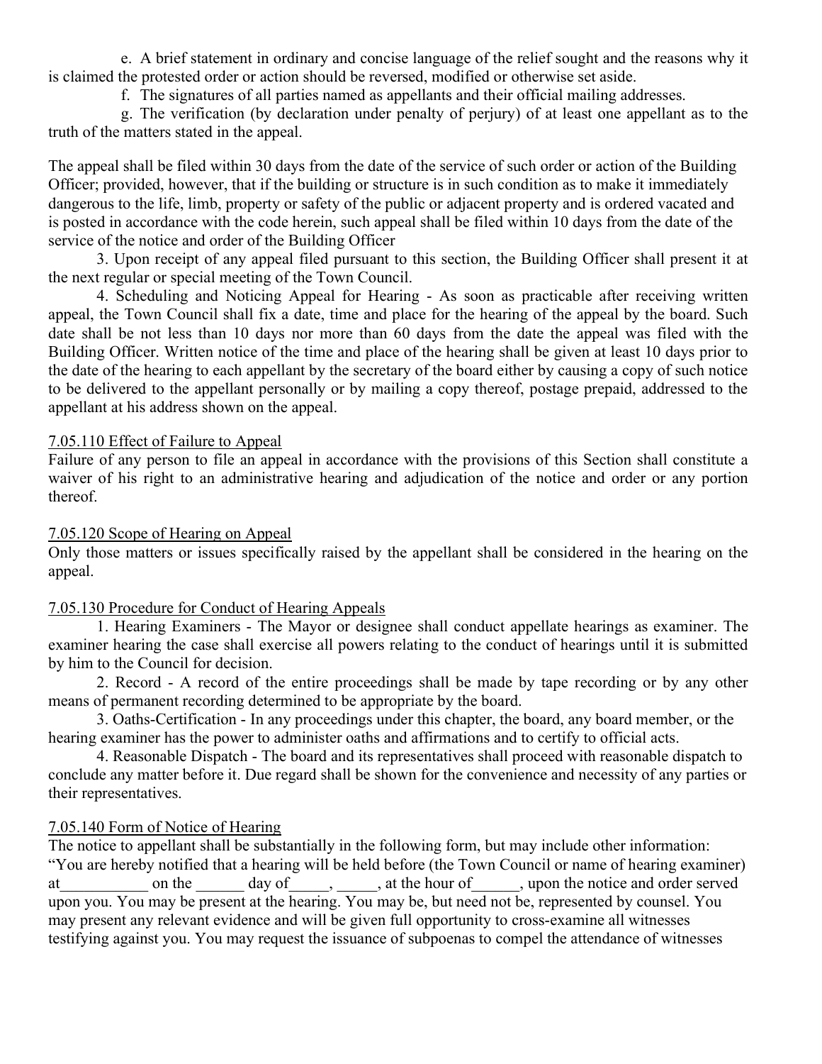e. A brief statement in ordinary and concise language of the relief sought and the reasons why it is claimed the protested order or action should be reversed, modified or otherwise set aside.

f. The signatures of all parties named as appellants and their official mailing addresses.

g. The verification (by declaration under penalty of perjury) of at least one appellant as to the truth of the matters stated in the appeal.

The appeal shall be filed within 30 days from the date of the service of such order or action of the Building Officer; provided, however, that if the building or structure is in such condition as to make it immediately dangerous to the life, limb, property or safety of the public or adjacent property and is ordered vacated and is posted in accordance with the code herein, such appeal shall be filed within 10 days from the date of the service of the notice and order of the Building Officer

3. Upon receipt of any appeal filed pursuant to this section, the Building Officer shall present it at the next regular or special meeting of the Town Council.

4. Scheduling and Noticing Appeal for Hearing - As soon as practicable after receiving written appeal, the Town Council shall fix a date, time and place for the hearing of the appeal by the board. Such date shall be not less than 10 days nor more than 60 days from the date the appeal was filed with the Building Officer. Written notice of the time and place of the hearing shall be given at least 10 days prior to the date of the hearing to each appellant by the secretary of the board either by causing a copy of such notice to be delivered to the appellant personally or by mailing a copy thereof, postage prepaid, addressed to the appellant at his address shown on the appeal.

7.05.110 Effect of Failure to Appeal

Failure of any person to file an appeal in accordance with the provisions of this Section shall constitute a waiver of his right to an administrative hearing and adjudication of the notice and order or any portion thereof.

7.05.120 Scope of Hearing on Appeal

Only those matters or issues specifically raised by the appellant shall be considered in the hearing on the appeal.

7.05.130 Procedure for Conduct of Hearing Appeals

1. Hearing Examiners - The Mayor or designee shall conduct appellate hearings as examiner. The examiner hearing the case shall exercise all powers relating to the conduct of hearings until it is submitted by him to the Council for decision.

2. Record - A record of the entire proceedings shall be made by tape recording or by any other means of permanent recording determined to be appropriate by the board.

3. Oaths-Certification - In any proceedings under this chapter, the board, any board member, or the hearing examiner has the power to administer oaths and affirmations and to certify to official acts.

4. Reasonable Dispatch - The board and its representatives shall proceed with reasonable dispatch to conclude any matter before it. Due regard shall be shown for the convenience and necessity of any parties or their representatives.

7.05.140 Form of Notice of Hearing

The notice to appellant shall be substantially in the following form, but may include other information:
"You are hereby notified that a hearing will be held before (the Town Council or name of hearing examiner) at___________ on the ______ day of_____, _____, at the hour of______, upon the notice and order served upon you. You may be present at the hearing. You may be, but need not be, represented by counsel. You may present any relevant evidence and will be given full opportunity to cross-examine all witnesses testifying against you. You may request the issuance of subpoenas to compel the attendance of witnesses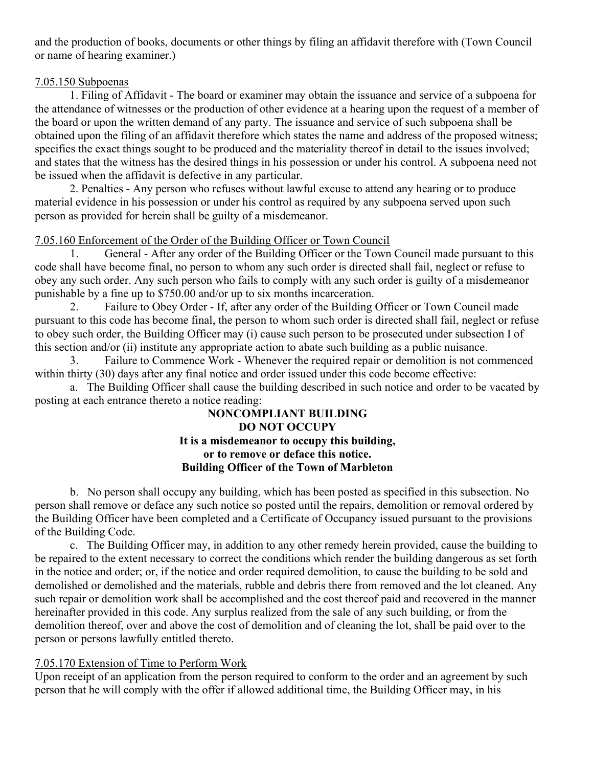and the production of books, documents or other things by filing an affidavit therefore with (Town Council or name of hearing examiner.)

7.05.150 Subpoenas

1. Filing of Affidavit - The board or examiner may obtain the issuance and service of a subpoena for the attendance of witnesses or the production of other evidence at a hearing upon the request of a member of the board or upon the written demand of any party. The issuance and service of such subpoena shall be obtained upon the filing of an affidavit therefore which states the name and address of the proposed witness; specifies the exact things sought to be produced and the materiality thereof in detail to the issues involved; and states that the witness has the desired things in his possession or under his control. A subpoena need not be issued when the affidavit is defective in any particular.

2. Penalties - Any person who refuses without lawful excuse to attend any hearing or to produce material evidence in his possession or under his control as required by any subpoena served upon such person as provided for herein shall be guilty of a misdemeanor.

7.05.160 Enforcement of the Order of the Building Officer or Town Council

1. General - After any order of the Building Officer or the Town Council made pursuant to this code shall have become final, no person to whom any such order is directed shall fail, neglect or refuse to obey any such order. Any such person who fails to comply with any such order is guilty of a misdemeanor punishable by a fine up to $750.00 and/or up to six months incarceration.

2. Failure to Obey Order - If, after any order of the Building Officer or Town Council made pursuant to this code has become final, the person to whom such order is directed shall fail, neglect or refuse to obey such order, the Building Officer may (i) cause such person to be prosecuted under subsection I of this section and/or (ii) institute any appropriate action to abate such building as a public nuisance.

3. Failure to Commence Work - Whenever the required repair or demolition is not commenced within thirty (30) days after any final notice and order issued under this code become effective:

a. The Building Officer shall cause the building described in such notice and order to be vacated by posting at each entrance thereto a notice reading:

**NONCOMPLIANT BUILDING**
**DO NOT OCCUPY**
**It is a misdemeanor to occupy this building,**
**or to remove or deface this notice.**
**Building Officer of the Town of Marbleton**

b. No person shall occupy any building, which has been posted as specified in this subsection. No person shall remove or deface any such notice so posted until the repairs, demolition or removal ordered by the Building Officer have been completed and a Certificate of Occupancy issued pursuant to the provisions of the Building Code.

c. The Building Officer may, in addition to any other remedy herein provided, cause the building to be repaired to the extent necessary to correct the conditions which render the building dangerous as set forth in the notice and order; or, if the notice and order required demolition, to cause the building to be sold and demolished or demolished and the materials, rubble and debris there from removed and the lot cleaned. Any such repair or demolition work shall be accomplished and the cost thereof paid and recovered in the manner hereinafter provided in this code. Any surplus realized from the sale of any such building, or from the demolition thereof, over and above the cost of demolition and of cleaning the lot, shall be paid over to the person or persons lawfully entitled thereto.

7.05.170 Extension of Time to Perform Work

Upon receipt of an application from the person required to conform to the order and an agreement by such person that he will comply with the offer if allowed additional time, the Building Officer may, in his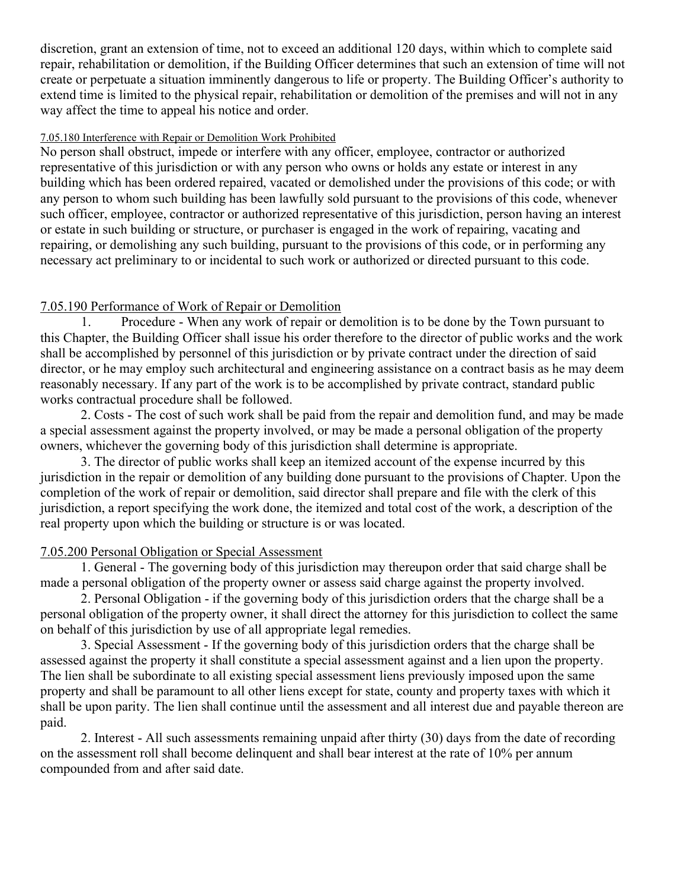discretion, grant an extension of time, not to exceed an additional 120 days, within which to complete said repair, rehabilitation or demolition, if the Building Officer determines that such an extension of time will not create or perpetuate a situation imminently dangerous to life or property. The Building Officer's authority to extend time is limited to the physical repair, rehabilitation or demolition of the premises and will not in any way affect the time to appeal his notice and order.

7.05.180 Interference with Repair or Demolition Work Prohibited

No person shall obstruct, impede or interfere with any officer, employee, contractor or authorized representative of this jurisdiction or with any person who owns or holds any estate or interest in any building which has been ordered repaired, vacated or demolished under the provisions of this code; or with any person to whom such building has been lawfully sold pursuant to the provisions of this code, whenever such officer, employee, contractor or authorized representative of this jurisdiction, person having an interest or estate in such building or structure, or purchaser is engaged in the work of repairing, vacating and repairing, or demolishing any such building, pursuant to the provisions of this code, or in performing any necessary act preliminary to or incidental to such work or authorized or directed pursuant to this code.

7.05.190 Performance of Work of Repair or Demolition

1. Procedure - When any work of repair or demolition is to be done by the Town pursuant to this Chapter, the Building Officer shall issue his order therefore to the director of public works and the work shall be accomplished by personnel of this jurisdiction or by private contract under the direction of said director, or he may employ such architectural and engineering assistance on a contract basis as he may deem reasonably necessary. If any part of the work is to be accomplished by private contract, standard public works contractual procedure shall be followed.

2. Costs - The cost of such work shall be paid from the repair and demolition fund, and may be made a special assessment against the property involved, or may be made a personal obligation of the property owners, whichever the governing body of this jurisdiction shall determine is appropriate.

3. The director of public works shall keep an itemized account of the expense incurred by this jurisdiction in the repair or demolition of any building done pursuant to the provisions of Chapter. Upon the completion of the work of repair or demolition, said director shall prepare and file with the clerk of this jurisdiction, a report specifying the work done, the itemized and total cost of the work, a description of the real property upon which the building or structure is or was located.

7.05.200 Personal Obligation or Special Assessment

1. General - The governing body of this jurisdiction may thereupon order that said charge shall be made a personal obligation of the property owner or assess said charge against the property involved.

2. Personal Obligation - if the governing body of this jurisdiction orders that the charge shall be a personal obligation of the property owner, it shall direct the attorney for this jurisdiction to collect the same on behalf of this jurisdiction by use of all appropriate legal remedies.

3. Special Assessment - If the governing body of this jurisdiction orders that the charge shall be assessed against the property it shall constitute a special assessment against and a lien upon the property. The lien shall be subordinate to all existing special assessment liens previously imposed upon the same property and shall be paramount to all other liens except for state, county and property taxes with which it shall be upon parity. The lien shall continue until the assessment and all interest due and payable thereon are paid.

2. Interest - All such assessments remaining unpaid after thirty (30) days from the date of recording on the assessment roll shall become delinquent and shall bear interest at the rate of 10% per annum compounded from and after said date.